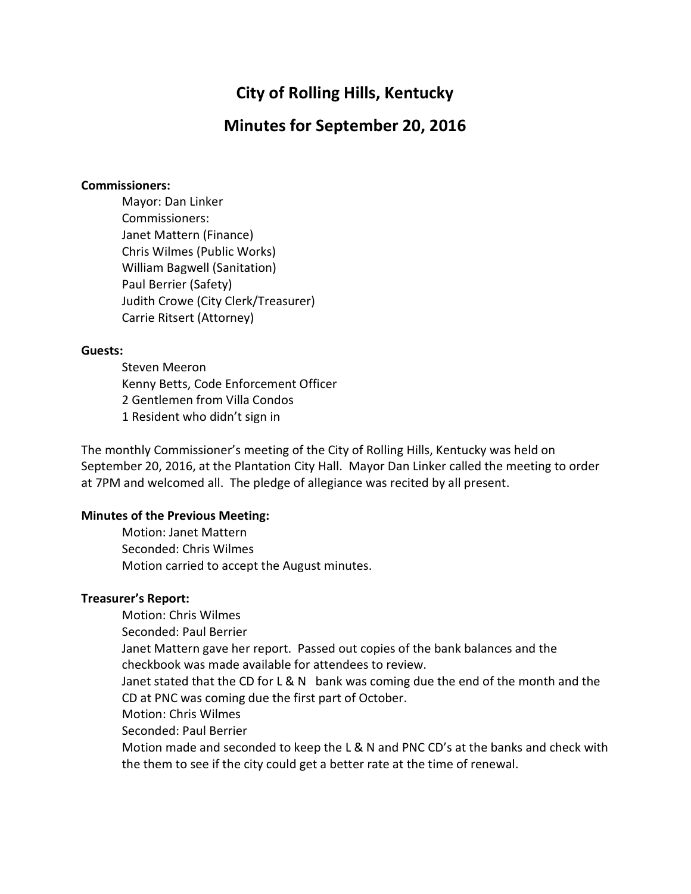# City of Rolling Hills, Kentucky

## Minutes for September 20, 2016

**Commissioners:**

Mayor: Dan Linker
Commissioners:
Janet Mattern (Finance)
Chris Wilmes (Public Works)
William Bagwell (Sanitation)
Paul Berrier (Safety)
Judith Crowe (City Clerk/Treasurer)
Carrie Ritsert (Attorney)

**Guests:**

Steven Meeron
Kenny Betts, Code Enforcement Officer
2 Gentlemen from Villa Condos
1 Resident who didn't sign in

The monthly Commissioner's meeting of the City of Rolling Hills, Kentucky was held on September 20, 2016, at the Plantation City Hall. Mayor Dan Linker called the meeting to order at 7PM and welcomed all. The pledge of allegiance was recited by all present.

**Minutes of the Previous Meeting:**

Motion: Janet Mattern
Seconded: Chris Wilmes
Motion carried to accept the August minutes.

**Treasurer's Report:**

Motion: Chris Wilmes
Seconded: Paul Berrier
Janet Mattern gave her report. Passed out copies of the bank balances and the checkbook was made available for attendees to review.
Janet stated that the CD for L & N bank was coming due the end of the month and the CD at PNC was coming due the first part of October.
Motion: Chris Wilmes
Seconded: Paul Berrier
Motion made and seconded to keep the L & N and PNC CD's at the banks and check with the them to see if the city could get a better rate at the time of renewal.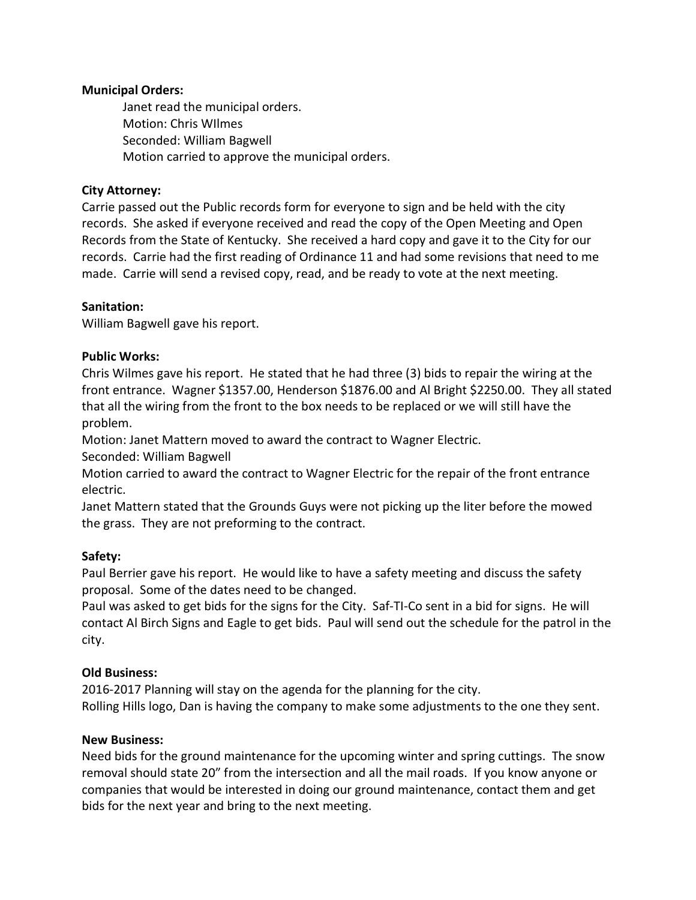**Municipal Orders:**

Janet read the municipal orders.
Motion: Chris WIlmes
Seconded: William Bagwell
Motion carried to approve the municipal orders.

**City Attorney:**

Carrie passed out the Public records form for everyone to sign and be held with the city records. She asked if everyone received and read the copy of the Open Meeting and Open Records from the State of Kentucky. She received a hard copy and gave it to the City for our records. Carrie had the first reading of Ordinance 11 and had some revisions that need to me made. Carrie will send a revised copy, read, and be ready to vote at the next meeting.

**Sanitation:**

William Bagwell gave his report.

**Public Works:**

Chris Wilmes gave his report. He stated that he had three (3) bids to repair the wiring at the front entrance. Wagner $1357.00, Henderson $1876.00 and Al Bright $2250.00. They all stated that all the wiring from the front to the box needs to be replaced or we will still have the problem.

Motion: Janet Mattern moved to award the contract to Wagner Electric.

Seconded: William Bagwell

Motion carried to award the contract to Wagner Electric for the repair of the front entrance electric.

Janet Mattern stated that the Grounds Guys were not picking up the liter before the mowed the grass. They are not preforming to the contract.

**Safety:**

Paul Berrier gave his report. He would like to have a safety meeting and discuss the safety proposal. Some of the dates need to be changed.

Paul was asked to get bids for the signs for the City. Saf-TI-Co sent in a bid for signs. He will contact Al Birch Signs and Eagle to get bids. Paul will send out the schedule for the patrol in the city.

**Old Business:**

2016-2017 Planning will stay on the agenda for the planning for the city.

Rolling Hills logo, Dan is having the company to make some adjustments to the one they sent.

**New Business:**

Need bids for the ground maintenance for the upcoming winter and spring cuttings. The snow removal should state 20" from the intersection and all the mail roads. If you know anyone or companies that would be interested in doing our ground maintenance, contact them and get bids for the next year and bring to the next meeting.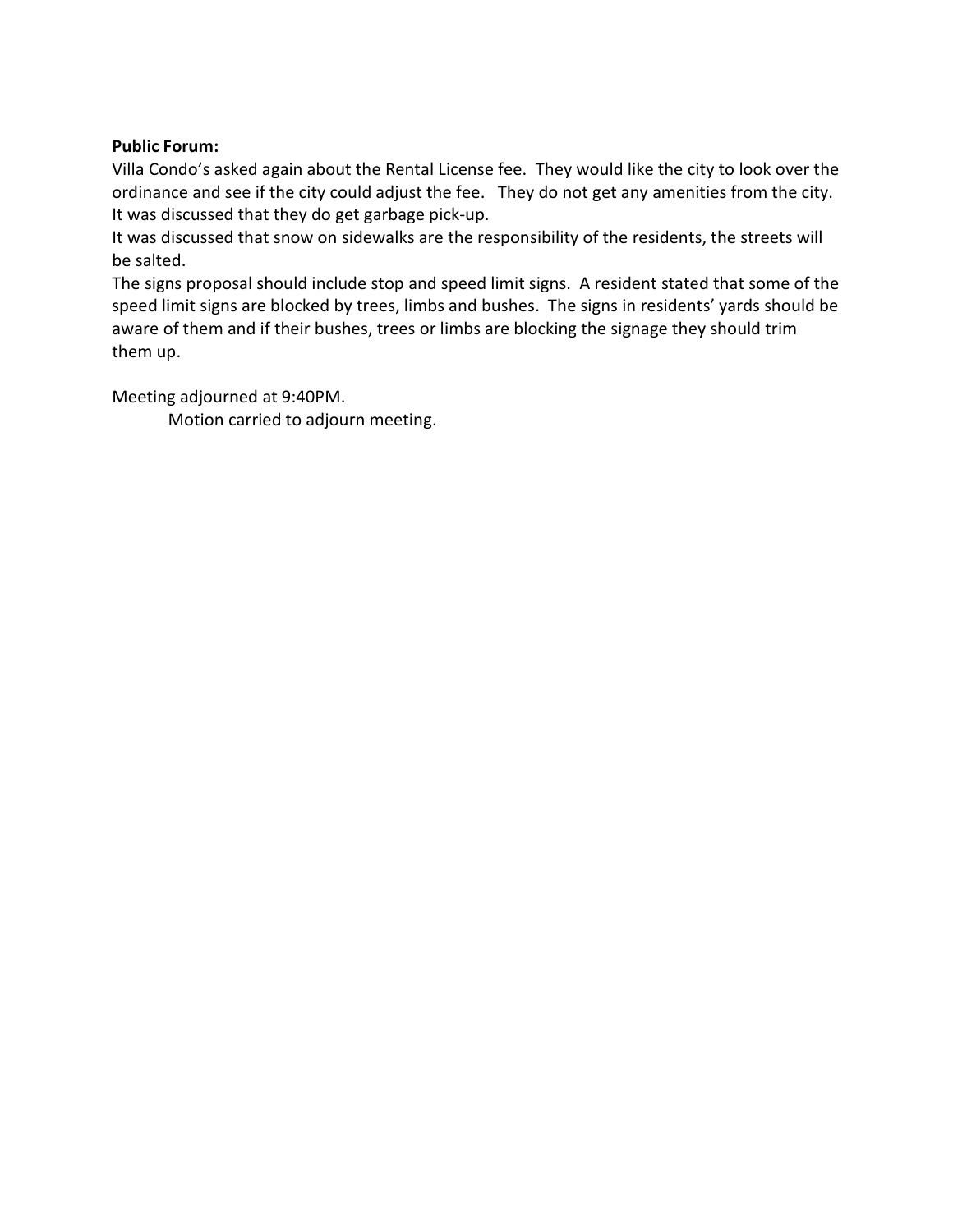**Public Forum:**

Villa Condo's asked again about the Rental License fee. They would like the city to look over the ordinance and see if the city could adjust the fee. They do not get any amenities from the city. It was discussed that they do get garbage pick-up.

It was discussed that snow on sidewalks are the responsibility of the residents, the streets will be salted.

The signs proposal should include stop and speed limit signs. A resident stated that some of the speed limit signs are blocked by trees, limbs and bushes. The signs in residents' yards should be aware of them and if their bushes, trees or limbs are blocking the signage they should trim them up.

Meeting adjourned at 9:40PM.

Motion carried to adjourn meeting.